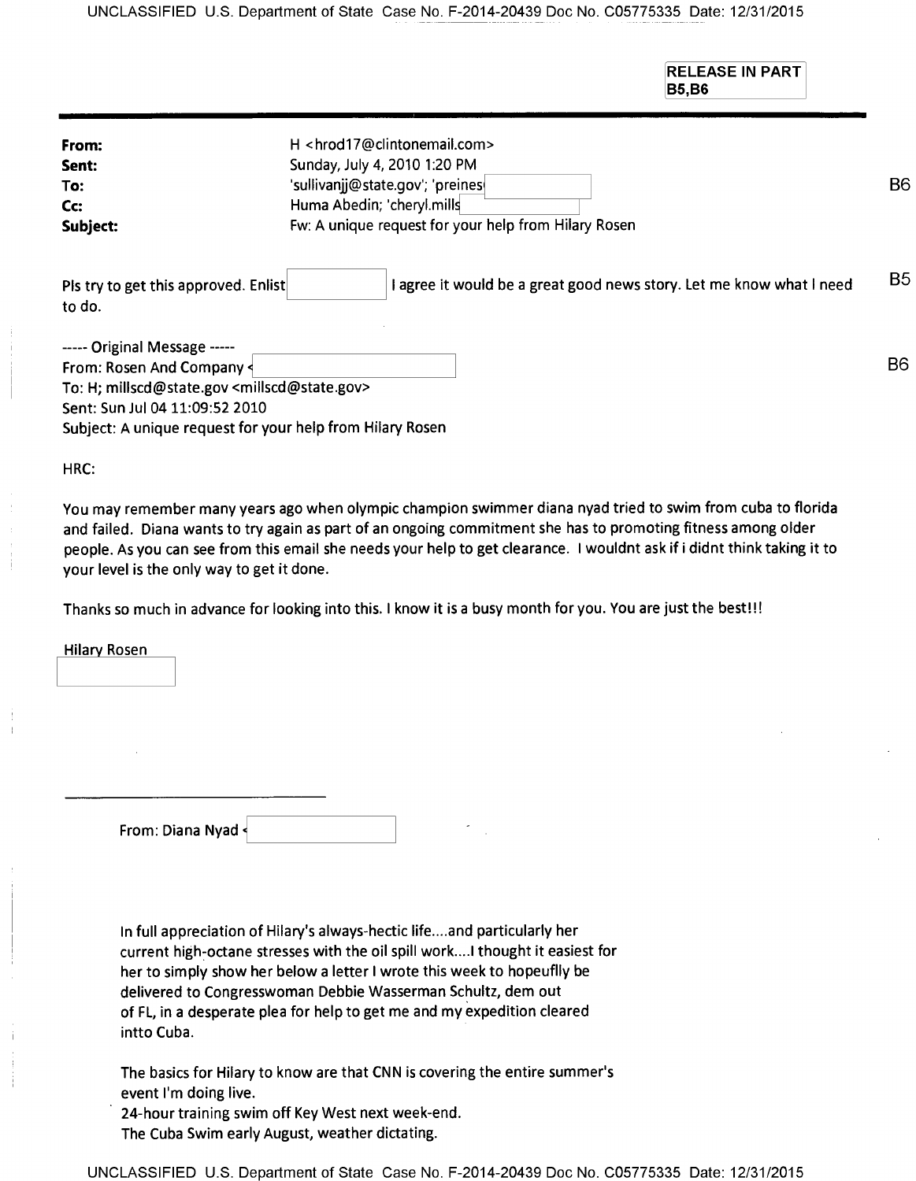RELEASE IN PART
B5,B6

| | |
|---|---|
| **From:** | H <hrod17@clintonemail.com> |
| **Sent:** | Sunday, July 4, 2010 1:20 PM |
| **To:** | 'sullivanjj@state.gov'; 'preines |
| **Cc:** | Huma Abedin; 'cheryl.mills |
| **Subject:** | Fw: A unique request for your help from Hilary Rosen |

B6

Pls try to get this approved. Enlist [ ] I agree it would be a great good news story. Let me know what I need to do.

B5

----- Original Message -----
From: Rosen And Company <
To: H; millscd@state.gov <millscd@state.gov>
Sent: Sun Jul 04 11:09:52 2010
Subject: A unique request for your help from Hilary Rosen

B6

HRC:

You may remember many years ago when olympic champion swimmer diana nyad tried to swim from cuba to florida and failed. Diana wants to try again as part of an ongoing commitment she has to promoting fitness among older people. As you can see from this email she needs your help to get clearance. I wouldnt ask if i didnt think taking it to your level is the only way to get it done.

Thanks so much in advance for looking into this. I know it is a busy month for you. You are just the best!!!

Hilary Rosen

---

From: Diana Nyad <

In full appreciation of Hilary's always-hectic life....and particularly her current high-octane stresses with the oil spill work....I thought it easiest for her to simply show her below a letter I wrote this week to hopeuflly be delivered to Congresswoman Debbie Wasserman Schultz, dem out of FL, in a desperate plea for help to get me and my expedition cleared intto Cuba.

The basics for Hilary to know are that CNN is covering the entire summer's event I'm doing live.
24-hour training swim off Key West next week-end.
The Cuba Swim early August, weather dictating.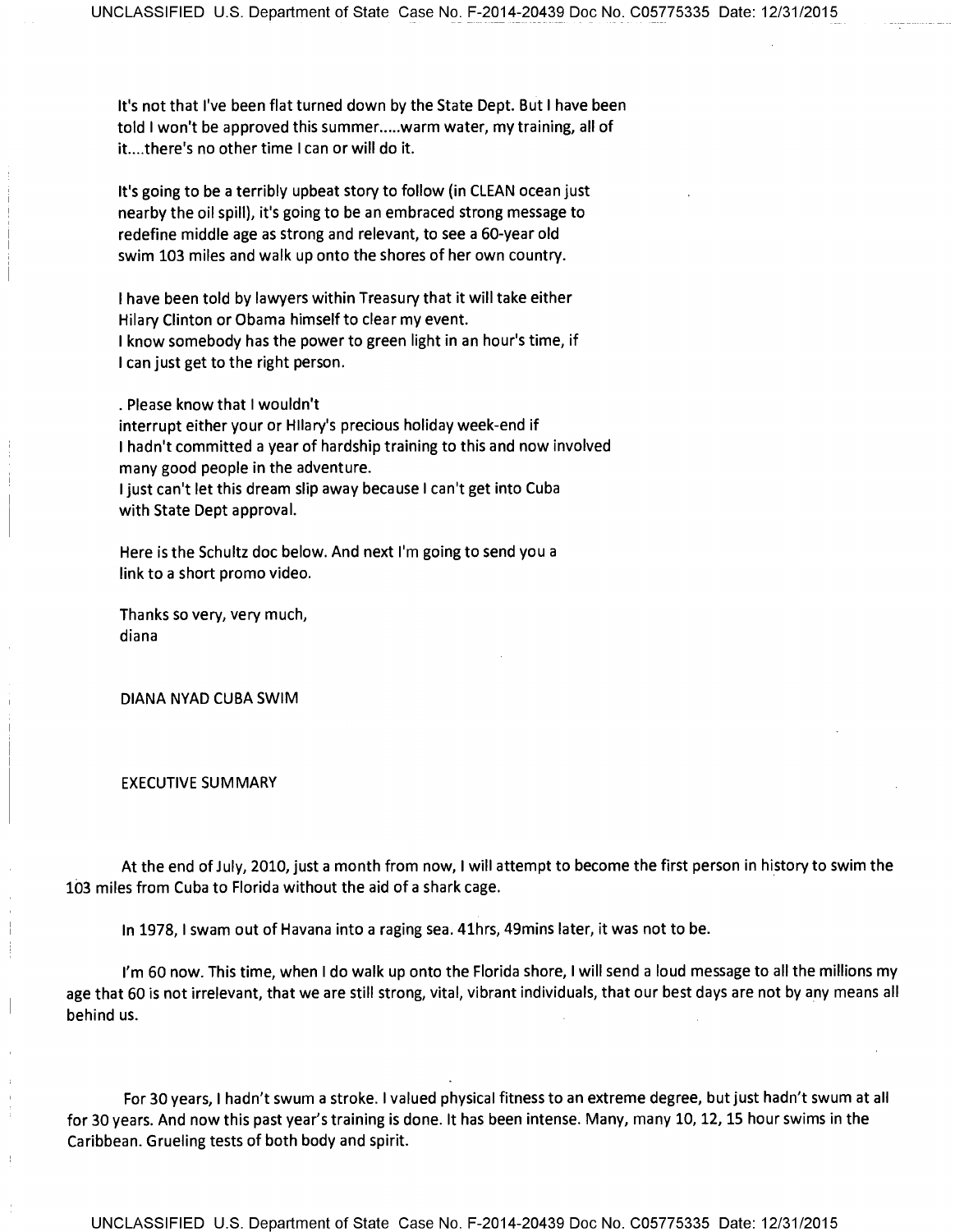It's not that I've been flat turned down by the State Dept. But I have been told I won't be approved this summer.....warm water, my training, all of it....there's no other time I can or will do it.

It's going to be a terribly upbeat story to follow (in CLEAN ocean just nearby the oil spill), it's going to be an embraced strong message to redefine middle age as strong and relevant, to see a 60-year old swim 103 miles and walk up onto the shores of her own country.

I have been told by lawyers within Treasury that it will take either Hilary Clinton or Obama himself to clear my event.
I know somebody has the power to green light in an hour's time, if I can just get to the right person.

. Please know that I wouldn't
interrupt either your or HIlary's precious holiday week-end if
I hadn't committed a year of hardship training to this and now involved many good people in the adventure.
I just can't let this dream slip away because I can't get into Cuba with State Dept approval.

Here is the Schultz doc below. And next I'm going to send you a link to a short promo video.

Thanks so very, very much,
diana

DIANA NYAD CUBA SWIM

EXECUTIVE SUMMARY

At the end of July, 2010, just a month from now, I will attempt to become the first person in history to swim the 103 miles from Cuba to Florida without the aid of a shark cage.

In 1978, I swam out of Havana into a raging sea. 41hrs, 49mins later, it was not to be.

I'm 60 now. This time, when I do walk up onto the Florida shore, I will send a loud message to all the millions my age that 60 is not irrelevant, that we are still strong, vital, vibrant individuals, that our best days are not by any means all behind us.

For 30 years, I hadn't swum a stroke. I valued physical fitness to an extreme degree, but just hadn't swum at all for 30 years. And now this past year's training is done. It has been intense. Many, many 10, 12, 15 hour swims in the Caribbean. Grueling tests of both body and spirit.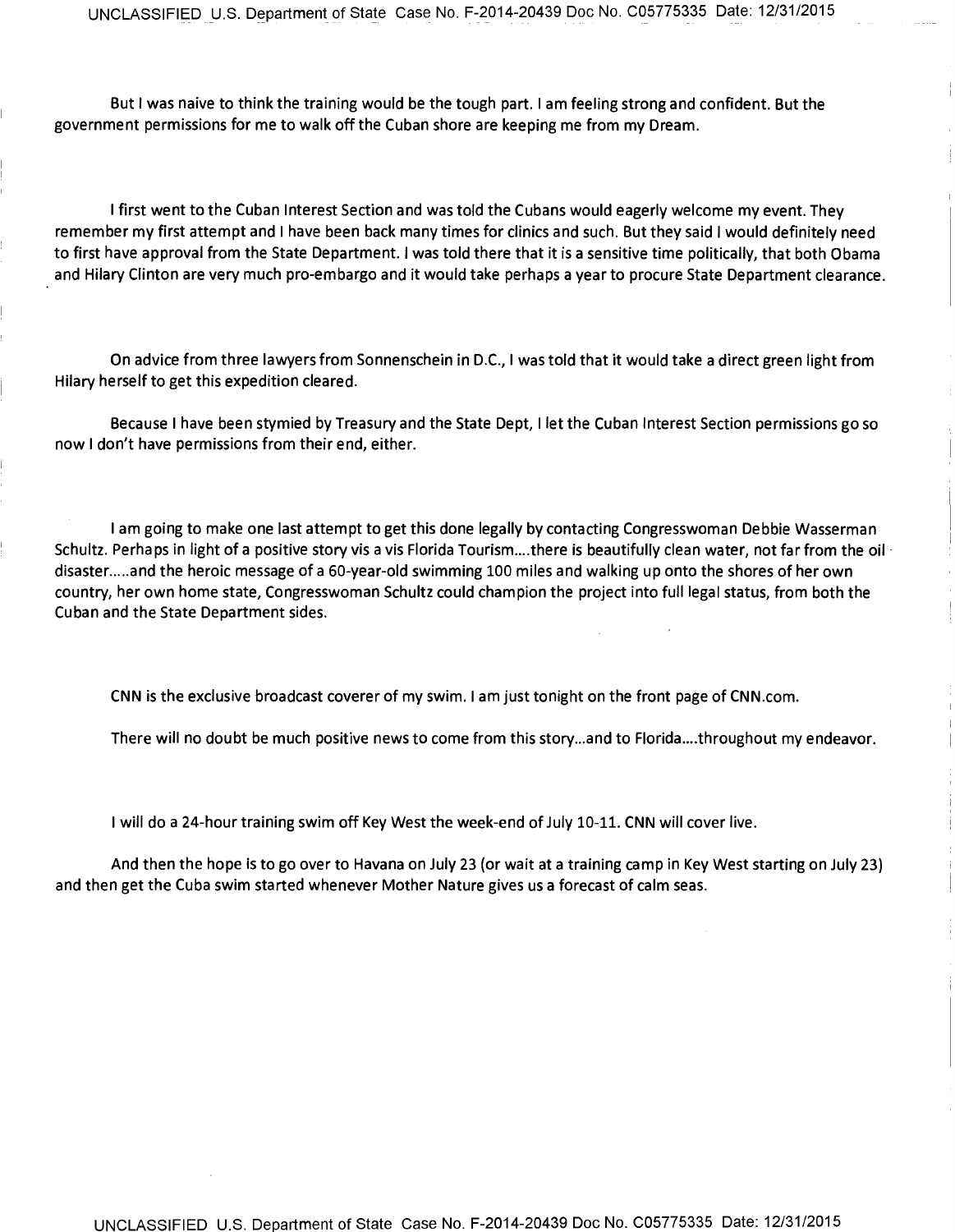But I was naive to think the training would be the tough part. I am feeling strong and confident. But the government permissions for me to walk off the Cuban shore are keeping me from my Dream.

I first went to the Cuban Interest Section and was told the Cubans would eagerly welcome my event. They remember my first attempt and I have been back many times for clinics and such. But they said I would definitely need to first have approval from the State Department. I was told there that it is a sensitive time politically, that both Obama and Hilary Clinton are very much pro-embargo and it would take perhaps a year to procure State Department clearance.

On advice from three lawyers from Sonnenschein in D.C., I was told that it would take a direct green light from Hilary herself to get this expedition cleared.

Because I have been stymied by Treasury and the State Dept, I let the Cuban Interest Section permissions go so now I don't have permissions from their end, either.

I am going to make one last attempt to get this done legally by contacting Congresswoman Debbie Wasserman Schultz. Perhaps in light of a positive story vis a vis Florida Tourism....there is beautifully clean water, not far from the oil disaster.....and the heroic message of a 60-year-old swimming 100 miles and walking up onto the shores of her own country, her own home state, Congresswoman Schultz could champion the project into full legal status, from both the Cuban and the State Department sides.

CNN is the exclusive broadcast coverer of my swim. I am just tonight on the front page of CNN.com.

There will no doubt be much positive news to come from this story...and to Florida....throughout my endeavor.

I will do a 24-hour training swim off Key West the week-end of July 10-11. CNN will cover live.

And then the hope is to go over to Havana on July 23 (or wait at a training camp in Key West starting on July 23) and then get the Cuba swim started whenever Mother Nature gives us a forecast of calm seas.